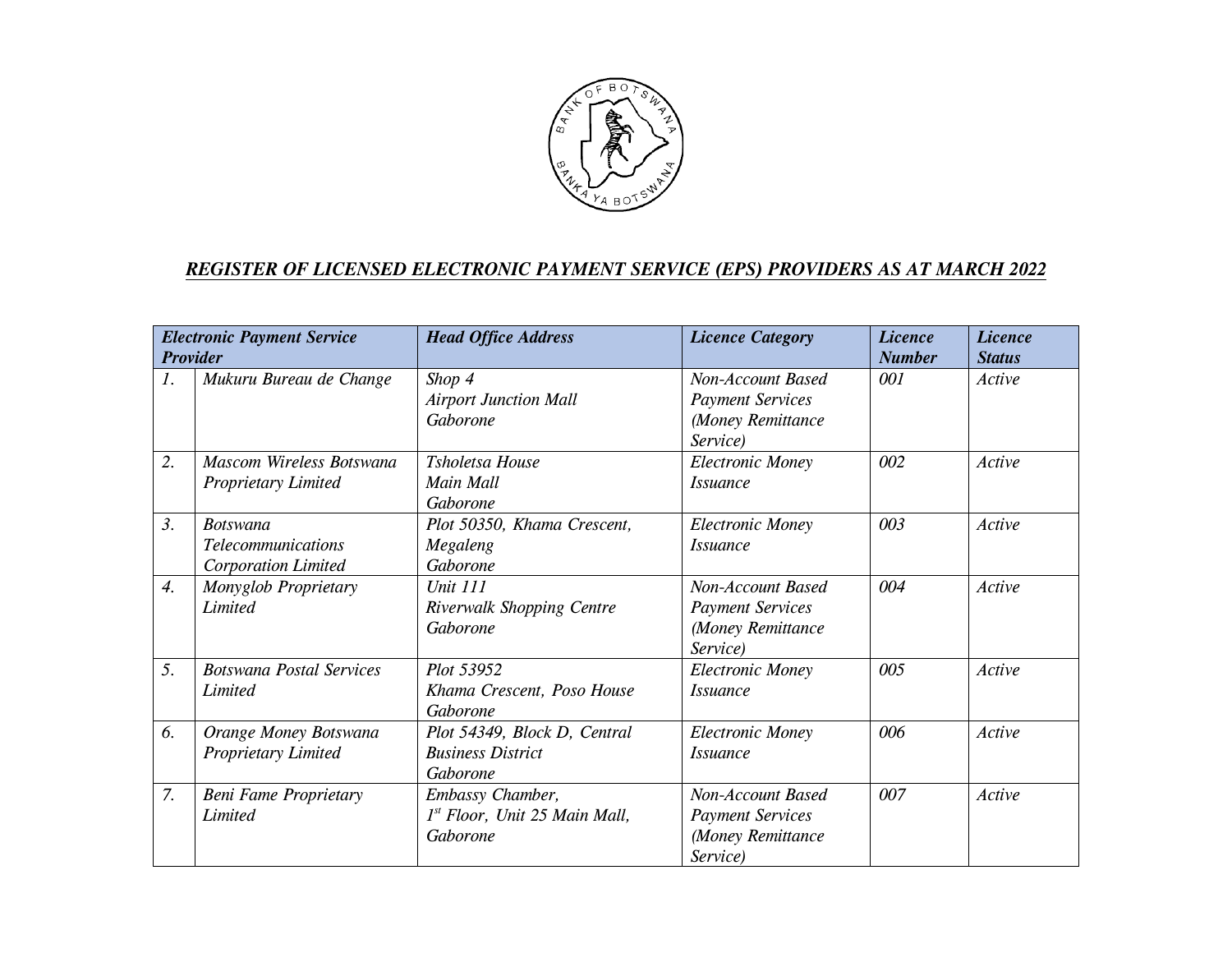## *REGISTER OF LICENSED ELECTRONIC PAYMENT SERVICE (EPS) PROVIDERS AS AT MARCH 2022*

| *Electronic Payment Service Provider* | | *Head Office Address* | *Licence Category* | *Licence Number* | *Licence Status* |
|---|---|---|---|---|---|
| *1.* | *Mukuru Bureau de Change* | *Shop 4 Airport Junction Mall Gaborone* | *Non-Account Based Payment Services (Money Remittance Service)* | *001* | *Active* |
| *2.* | *Mascom Wireless Botswana Proprietary Limited* | *Tsholetsa House Main Mall Gaborone* | *Electronic Money Issuance* | *002* | *Active* |
| *3.* | *Botswana Telecommunications Corporation Limited* | *Plot 50350, Khama Crescent, Megaleng Gaborone* | *Electronic Money Issuance* | *003* | *Active* |
| *4.* | *Monyglob Proprietary Limited* | *Unit 111 Riverwalk Shopping Centre Gaborone* | *Non-Account Based Payment Services (Money Remittance Service)* | *004* | *Active* |
| *5.* | *Botswana Postal Services Limited* | *Plot 53952 Khama Crescent, Poso House Gaborone* | *Electronic Money Issuance* | *005* | *Active* |
| *6.* | *Orange Money Botswana Proprietary Limited* | *Plot 54349, Block D, Central Business District Gaborone* | *Electronic Money Issuance* | *006* | *Active* |
| *7.* | *Beni Fame Proprietary Limited* | *Embassy Chamber, 1st Floor, Unit 25 Main Mall, Gaborone* | *Non-Account Based Payment Services (Money Remittance Service)* | *007* | *Active* |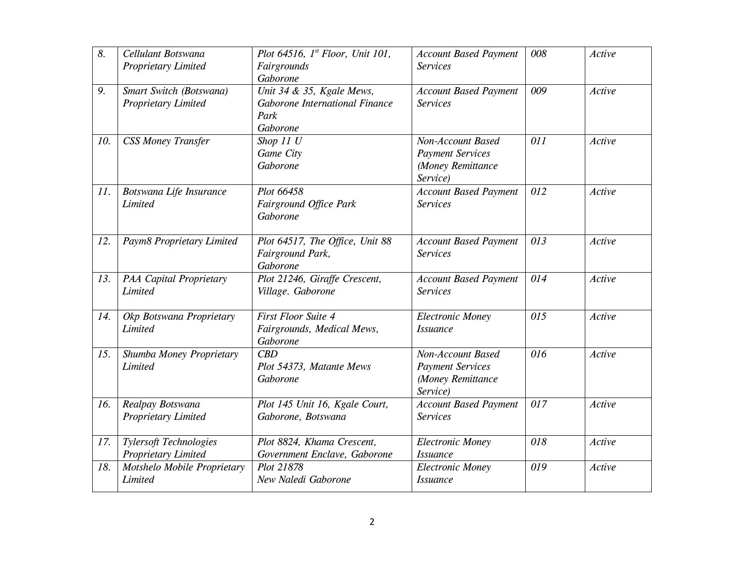| | | | | | |
|---|---|---|---|---|---|
| *8.* | *Cellulant Botswana Proprietary Limited* | *Plot 64516, 1st Floor, Unit 101, Fairgrounds Gaborone* | *Account Based Payment Services* | *008* | *Active* |
| *9.* | *Smart Switch (Botswana) Proprietary Limited* | *Unit 34 & 35, Kgale Mews, Gaborone International Finance Park Gaborone* | *Account Based Payment Services* | *009* | *Active* |
| *10.* | *CSS Money Transfer* | *Shop 11 U Game City Gaborone* | *Non-Account Based Payment Services (Money Remittance Service)* | *011* | *Active* |
| *11.* | *Botswana Life Insurance Limited* | *Plot 66458 Fairground Office Park Gaborone* | *Account Based Payment Services* | *012* | *Active* |
| *12.* | *Paym8 Proprietary Limited* | *Plot 64517, The Office, Unit 88 Fairground Park, Gaborone* | *Account Based Payment Services* | *013* | *Active* |
| *13.* | *PAA Capital Proprietary Limited* | *Plot 21246, Giraffe Crescent, Village. Gaborone* | *Account Based Payment Services* | *014* | *Active* |
| *14.* | *Okp Botswana Proprietary Limited* | *First Floor Suite 4 Fairgrounds, Medical Mews, Gaborone* | *Electronic Money Issuance* | *015* | *Active* |
| *15.* | *Shumba Money Proprietary Limited* | *CBD Plot 54373, Matante Mews Gaborone* | *Non-Account Based Payment Services (Money Remittance Service)* | *016* | *Active* |
| *16.* | *Realpay Botswana Proprietary Limited* | *Plot 145 Unit 16, Kgale Court, Gaborone, Botswana* | *Account Based Payment Services* | *017* | *Active* |
| *17.* | *Tylersoft Technologies Proprietary Limited* | *Plot 8824, Khama Crescent, Government Enclave, Gaborone* | *Electronic Money Issuance* | *018* | *Active* |
| *18.* | *Motshelo Mobile Proprietary Limited* | *Plot 21878 New Naledi Gaborone* | *Electronic Money Issuance* | *019* | *Active* |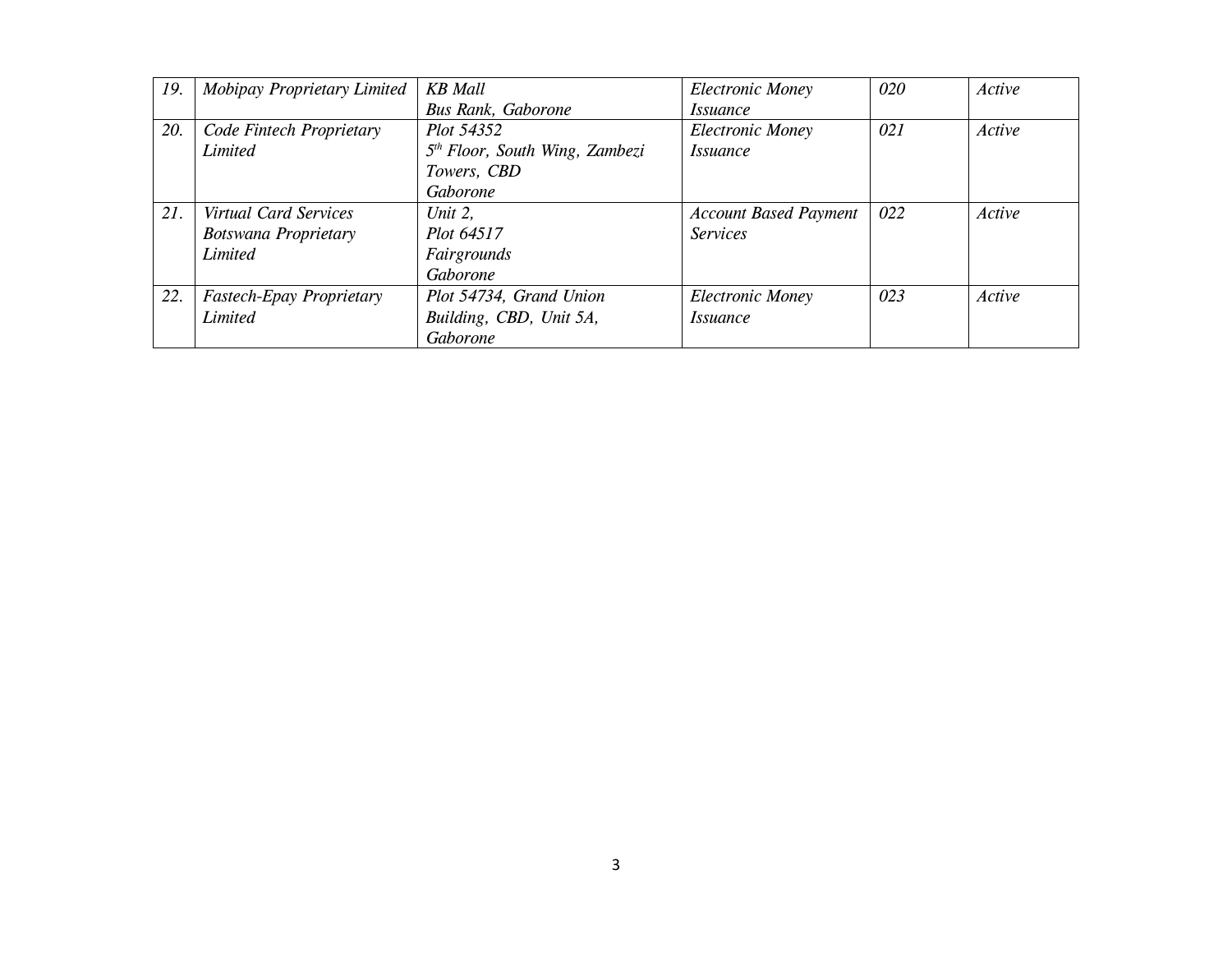| | | | | | |
|---|---|---|---|---|---|
| *19.* | *Mobipay Proprietary Limited* | *KB Mall Bus Rank, Gaborone* | *Electronic Money Issuance* | *020* | *Active* |
| *20.* | *Code Fintech Proprietary Limited* | *Plot 54352 5th Floor, South Wing, Zambezi Towers, CBD Gaborone* | *Electronic Money Issuance* | *021* | *Active* |
| *21.* | *Virtual Card Services Botswana Proprietary Limited* | *Unit 2, Plot 64517 Fairgrounds Gaborone* | *Account Based Payment Services* | *022* | *Active* |
| *22.* | *Fastech-Epay Proprietary Limited* | *Plot 54734, Grand Union Building, CBD, Unit 5A, Gaborone* | *Electronic Money Issuance* | *023* | *Active* |